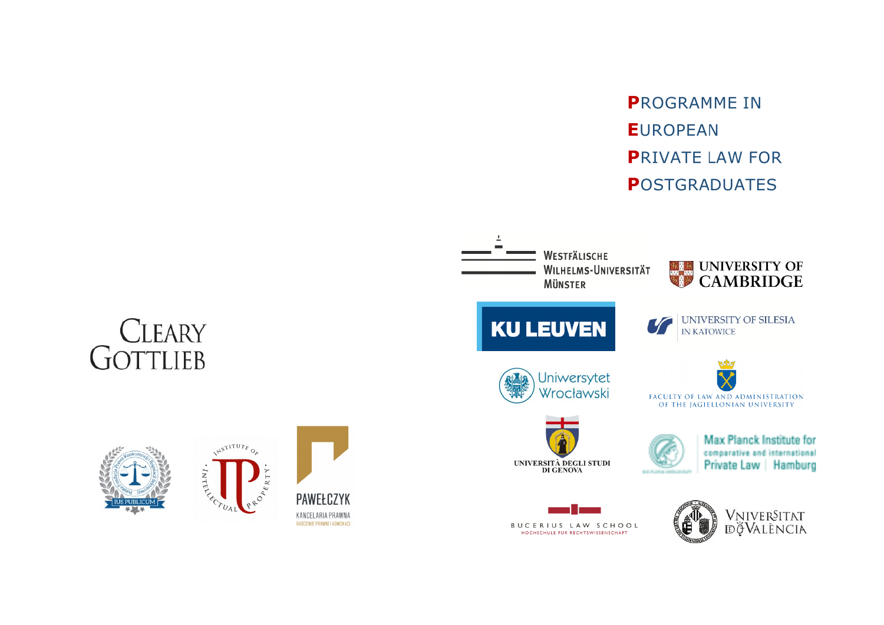# PROGRAMME IN EUROPEAN PRIVATE LAW FOR POSTGRADUATES

WESTFÄLISCHE WILHELMS-UNIVERSITÄT MÜNSTER

UNIVERSITY OF CAMBRIDGE

KU LEUVEN

UNIVERSITY OF SILESIA IN KATOWICE

Uniwersytet Wrocławski

FACULTY OF LAW AND ADMINISTRATION OF THE JAGIELLONIAN UNIVERSITY

UNIVERSITÀ DEGLI STUDI DI GENOVA

Max Planck Institute for comparative and international Private Law | Hamburg

BUCERIUS LAW SCHOOL
HOCHSCHULE FÜR RECHTSWISSENSCHAFT

VNIVERSITAT DE VALÈNCIA

CLEARY GOTTLIEB

IUS PUBLICUM

INSTITUTE OF INTELLECTUAL PROPERTY

PAWEŁCZYK
KANCELARIA PRAWNA
RADCOWIE PRAWNI I ADWOKACI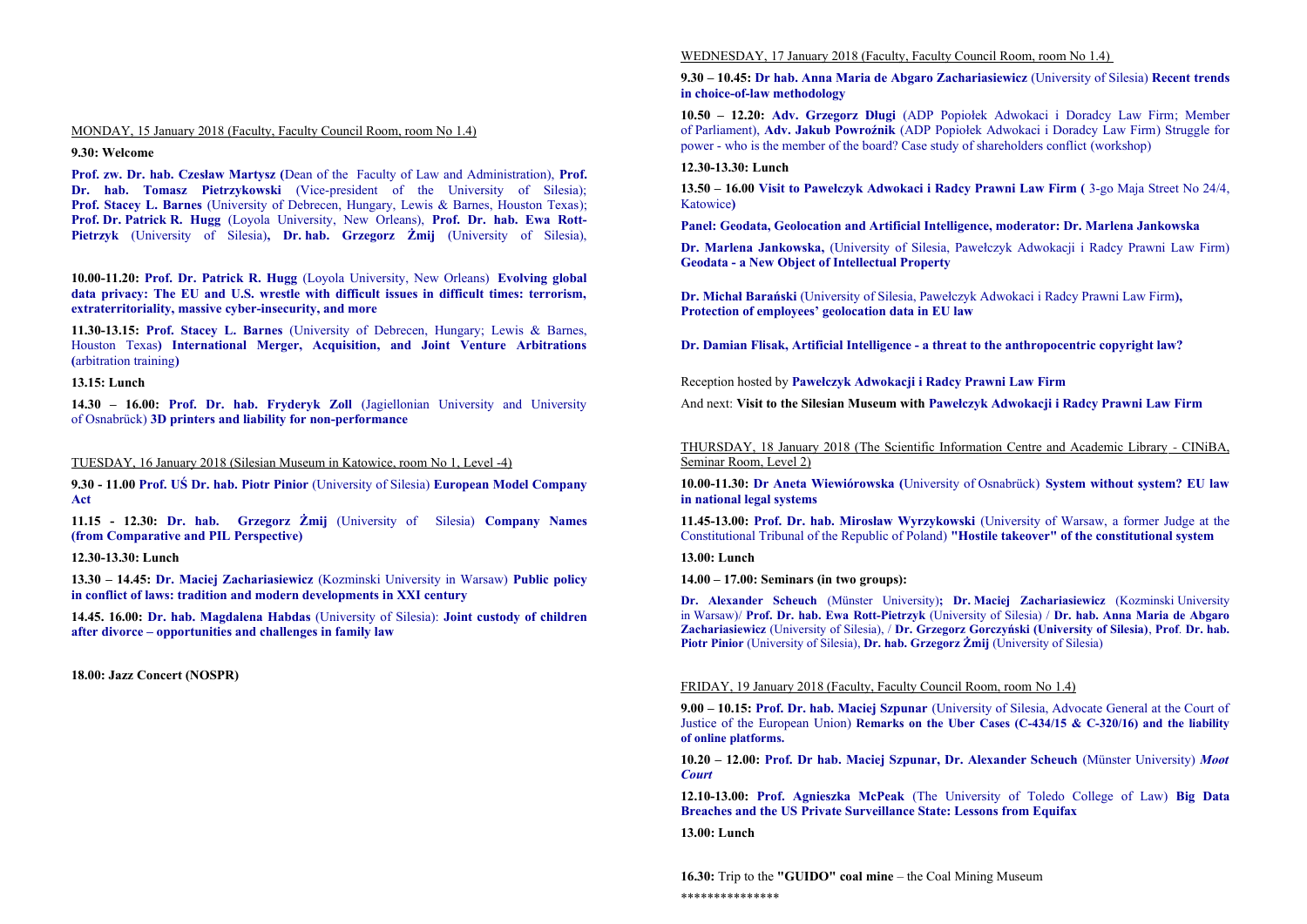MONDAY, 15 January 2018 (Faculty, Faculty Council Room, room No 1.4)

**9.30: Welcome**

**Prof. zw. Dr. hab. Czesław Martysz (**Dean of the Faculty of Law and Administration), **Prof. Dr. hab. Tomasz Pietrzykowski** (Vice-president of the University of Silesia); **Prof. Stacey L. Barnes** (University of Debrecen, Hungary, Lewis & Barnes, Houston Texas); **Prof. Dr. Patrick R. Hugg** (Loyola University, New Orleans), **Prof. Dr. hab. Ewa Rott-Pietrzyk** (University of Silesia)**, Dr. hab. Grzegorz Żmij** (University of Silesia),

**10.00-11.20: Prof. Dr. Patrick R. Hugg** (Loyola University, New Orleans) **Evolving global data privacy: The EU and U.S. wrestle with difficult issues in difficult times: terrorism, extraterritoriality, massive cyber-insecurity, and more**

**11.30-13.15: Prof. Stacey L. Barnes** (University of Debrecen, Hungary; Lewis & Barnes, Houston Texas**) International Merger, Acquisition, and Joint Venture Arbitrations (**arbitration training**)**

**13.15: Lunch**

**14.30 – 16.00: Prof. Dr. hab. Fryderyk Zoll** (Jagiellonian University and University of Osnabrück) **3D printers and liability for non-performance**

TUESDAY, 16 January 2018 (Silesian Museum in Katowice, room No 1, Level -4)

**9.30 - 11.00 Prof. UŚ Dr. hab. Piotr Pinior** (University of Silesia) **European Model Company Act**

**11.15 - 12.30: Dr. hab. Grzegorz Żmij** (University of Silesia) **Company Names (from Comparative and PIL Perspective)**

**12.30-13.30: Lunch**

**13.30 – 14.45: Dr. Maciej Zachariasiewicz** (Kozminski University in Warsaw) **Public policy in conflict of laws: tradition and modern developments in XXI century**

**14.45. 16.00: Dr. hab. Magdalena Habdas** (University of Silesia): **Joint custody of children after divorce – opportunities and challenges in family law**

**18.00: Jazz Concert (NOSPR)**

WEDNESDAY, 17 January 2018 (Faculty, Faculty Council Room, room No 1.4)

**9.30 – 10.45: Dr hab. Anna Maria de Abgaro Zachariasiewicz** (University of Silesia) **Recent trends in choice-of-law methodology**

**10.50 – 12.20: Adv. Grzegorz Długi** (ADP Popiołek Adwokaci i Doradcy Law Firm; Member of Parliament), **Adv. Jakub Powroźnik** (ADP Popiołek Adwokaci i Doradcy Law Firm) Struggle for power - who is the member of the board? Case study of shareholders conflict (workshop)

**12.30-13.30: Lunch**

**13.50 – 16.00 Visit to Pawełczyk Adwokaci i Radcy Prawni Law Firm (** 3-go Maja Street No 24/4, Katowice**)**

**Panel: Geodata, Geolocation and Artificial Intelligence, moderator: Dr. Marlena Jankowska**

**Dr. Marlena Jankowska,** (University of Silesia, Pawełczyk Adwokacji i Radcy Prawni Law Firm) **Geodata - a New Object of Intellectual Property**

**Dr. Michał Barański** (University of Silesia, Pawełczyk Adwokaci i Radcy Prawni Law Firm**), Protection of employees' geolocation data in EU law**

**Dr. Damian Flisak, Artificial Intelligence - a threat to the anthropocentric copyright law?**

Reception hosted by **Pawełczyk Adwokacji i Radcy Prawni Law Firm**

And next: **Visit to the Silesian Museum with Pawełczyk Adwokacji i Radcy Prawni Law Firm**

THURSDAY, 18 January 2018 (The Scientific Information Centre and Academic Library - CINiBA, Seminar Room, Level 2)

**10.00-11.30: Dr Aneta Wiewiórowska (**University of Osnabrück) **System without system? EU law in national legal systems**

**11.45-13.00: Prof. Dr. hab. Mirosław Wyrzykowski** (University of Warsaw, a former Judge at the Constitutional Tribunal of the Republic of Poland) **"Hostile takeover" of the constitutional system**

**13.00: Lunch**

**14.00 – 17.00: Seminars (in two groups):**

**Dr. Alexander Scheuch** (Münster University)**; Dr. Maciej Zachariasiewicz** (Kozminski University in Warsaw)/ **Prof. Dr. hab. Ewa Rott-Pietrzyk** (University of Silesia) / **Dr. hab. Anna Maria de Abgaro Zachariasiewicz** (University of Silesia), / **Dr. Grzegorz Gorczyński (University of Silesia)**, **Prof**. **Dr. hab. Piotr Pinior** (University of Silesia), **Dr. hab. Grzegorz Żmij** (University of Silesia)

FRIDAY, 19 January 2018 (Faculty, Faculty Council Room, room No 1.4)

**9.00 – 10.15: Prof. Dr. hab. Maciej Szpunar** (University of Silesia, Advocate General at the Court of Justice of the European Union) **Remarks on the Uber Cases (C-434/15 & C-320/16) and the liability of online platforms.**

**10.20 – 12.00: Prof. Dr hab. Maciej Szpunar, Dr. Alexander Scheuch** (Münster University) ***Moot Court***

**12.10-13.00: Prof. Agnieszka McPeak** (The University of Toledo College of Law) **Big Data Breaches and the US Private Surveillance State: Lessons from Equifax**

**13.00: Lunch**

**16.30:** Trip to the **"GUIDO" coal mine** – the Coal Mining Museum

***************